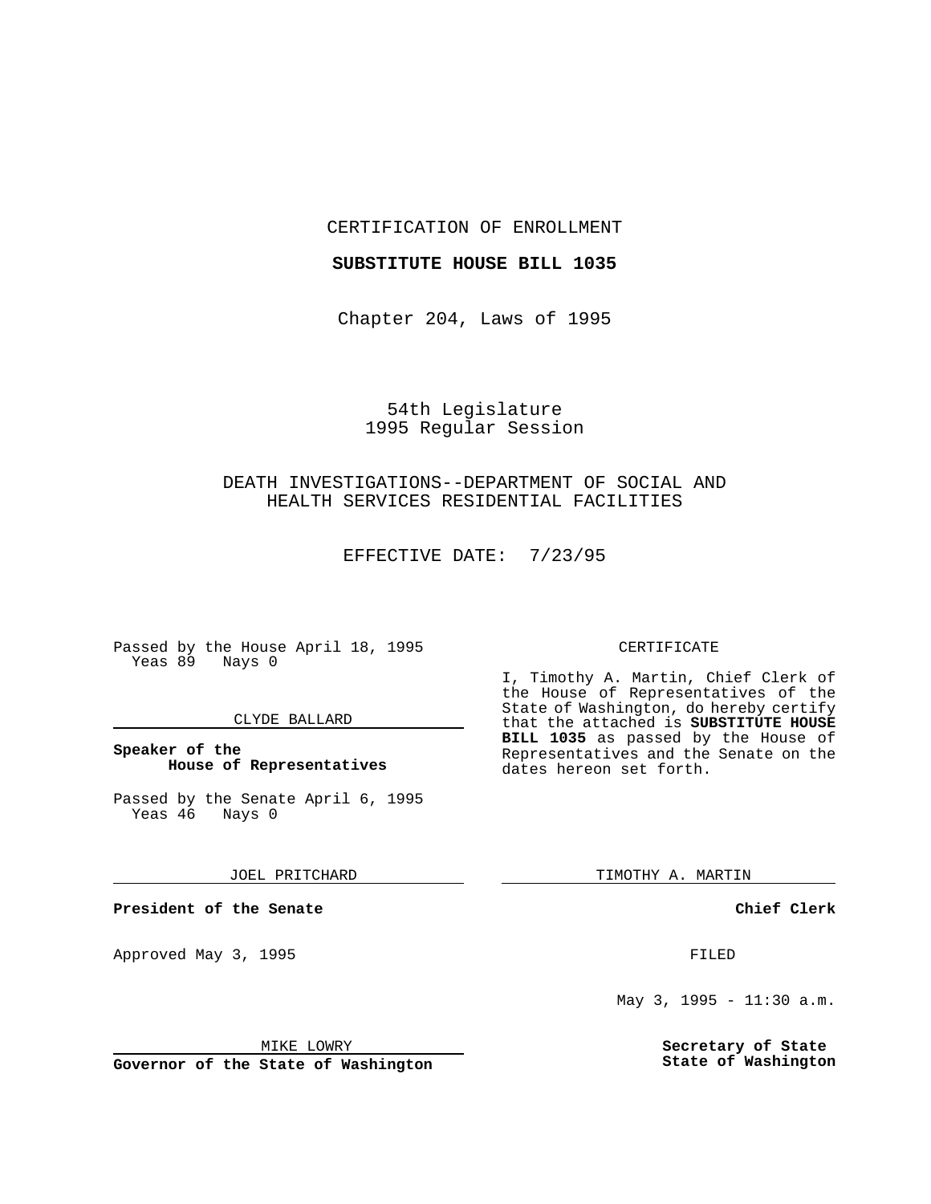CERTIFICATION OF ENROLLMENT

**SUBSTITUTE HOUSE BILL 1035**

Chapter 204, Laws of 1995

54th Legislature
1995 Regular Session

DEATH INVESTIGATIONS--DEPARTMENT OF SOCIAL AND HEALTH SERVICES RESIDENTIAL FACILITIES

EFFECTIVE DATE: 7/23/95

Passed by the House April 18, 1995
Yeas 89 Nays 0

CLYDE BALLARD

**Speaker of the House of Representatives**

Passed by the Senate April 6, 1995
Yeas 46 Nays 0

JOEL PRITCHARD

**President of the Senate**

Approved May 3, 1995

MIKE LOWRY

**Governor of the State of Washington**

CERTIFICATE

I, Timothy A. Martin, Chief Clerk of the House of Representatives of the State of Washington, do hereby certify that the attached is **SUBSTITUTE HOUSE BILL 1035** as passed by the House of Representatives and the Senate on the dates hereon set forth.

TIMOTHY A. MARTIN

**Chief Clerk**

FILED

May 3, 1995 - 11:30 a.m.

**Secretary of State State of Washington**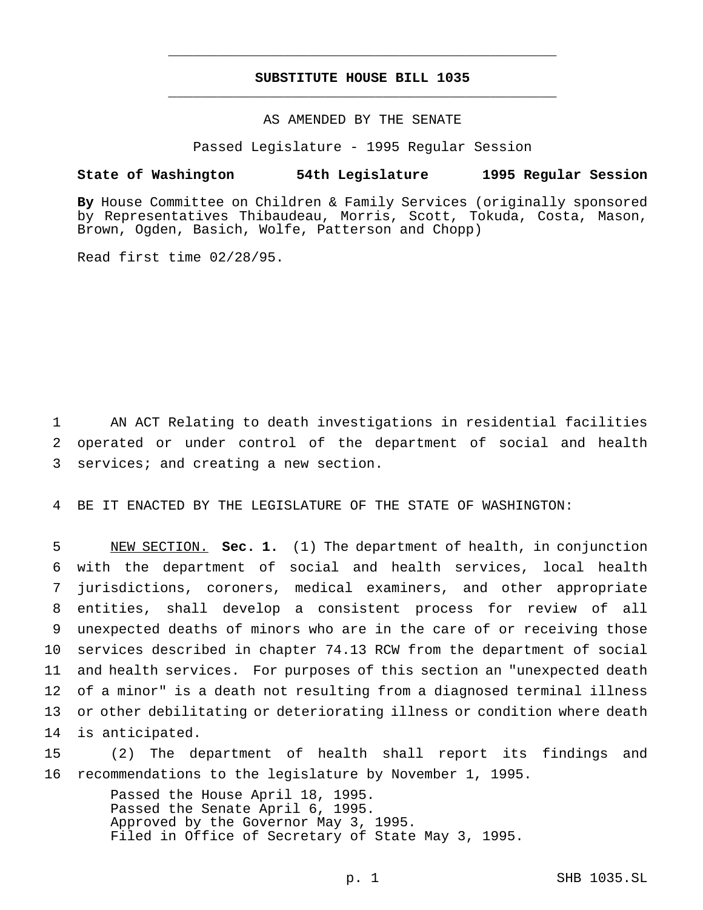# SUBSTITUTE HOUSE BILL 1035

AS AMENDED BY THE SENATE

Passed Legislature - 1995 Regular Session

**State of Washington 54th Legislature 1995 Regular Session**

**By** House Committee on Children & Family Services (originally sponsored by Representatives Thibaudeau, Morris, Scott, Tokuda, Costa, Mason, Brown, Ogden, Basich, Wolfe, Patterson and Chopp)

Read first time 02/28/95.

AN ACT Relating to death investigations in residential facilities operated or under control of the department of social and health services; and creating a new section.

BE IT ENACTED BY THE LEGISLATURE OF THE STATE OF WASHINGTON:

NEW SECTION. **Sec. 1.** (1) The department of health, in conjunction with the department of social and health services, local health jurisdictions, coroners, medical examiners, and other appropriate entities, shall develop a consistent process for review of all unexpected deaths of minors who are in the care of or receiving those services described in chapter 74.13 RCW from the department of social and health services. For purposes of this section an "unexpected death of a minor" is a death not resulting from a diagnosed terminal illness or other debilitating or deteriorating illness or condition where death is anticipated.

(2) The department of health shall report its findings and recommendations to the legislature by November 1, 1995.

Passed the House April 18, 1995.
Passed the Senate April 6, 1995.
Approved by the Governor May 3, 1995.
Filed in Office of Secretary of State May 3, 1995.